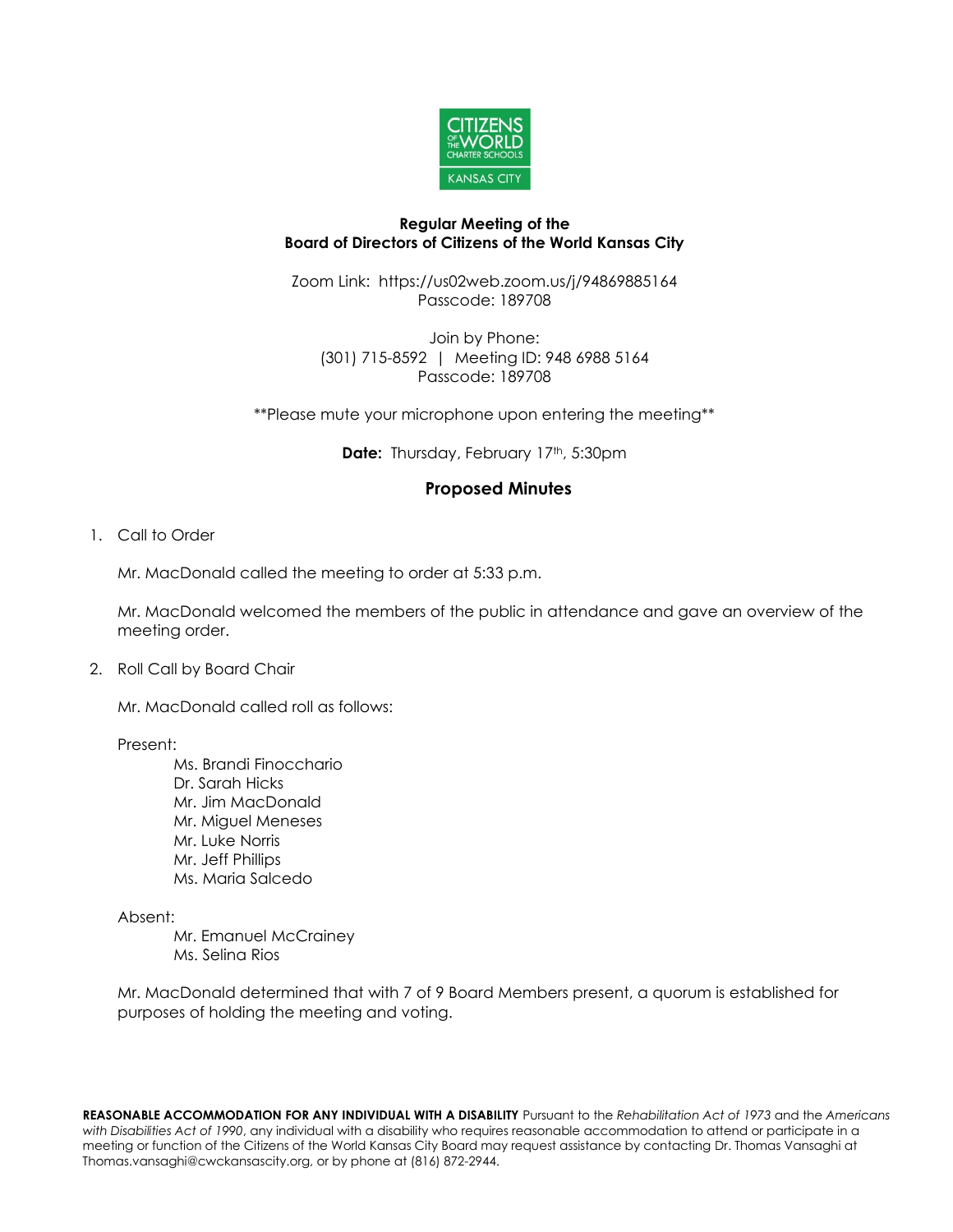**Regular Meeting of the**
**Board of Directors of Citizens of the World Kansas City**

Zoom Link: https://us02web.zoom.us/j/94869885164
Passcode: 189708

Join by Phone:
(301) 715-8592 | Meeting ID: 948 6988 5164
Passcode: 189708

**Please mute your microphone upon entering the meeting**

**Date:** Thursday, February 17th, 5:30pm

## Proposed Minutes

1. Call to Order

   Mr. MacDonald called the meeting to order at 5:33 p.m.

   Mr. MacDonald welcomed the members of the public in attendance and gave an overview of the meeting order.

2. Roll Call by Board Chair

   Mr. MacDonald called roll as follows:

   Present:
   - Ms. Brandi Finocchario
   - Dr. Sarah Hicks
   - Mr. Jim MacDonald
   - Mr. Miguel Meneses
   - Mr. Luke Norris
   - Mr. Jeff Phillips
   - Ms. Maria Salcedo

   Absent:
   - Mr. Emanuel McCrainey
   - Ms. Selina Rios

   Mr. MacDonald determined that with 7 of 9 Board Members present, a quorum is established for purposes of holding the meeting and voting.

**REASONABLE ACCOMMODATION FOR ANY INDIVIDUAL WITH A DISABILITY** Pursuant to the *Rehabilitation Act of 1973* and the *Americans with Disabilities Act of 1990*, any individual with a disability who requires reasonable accommodation to attend or participate in a meeting or function of the Citizens of the World Kansas City Board may request assistance by contacting Dr. Thomas Vansaghi at Thomas.vansaghi@cwckansascity.org, or by phone at (816) 872-2944.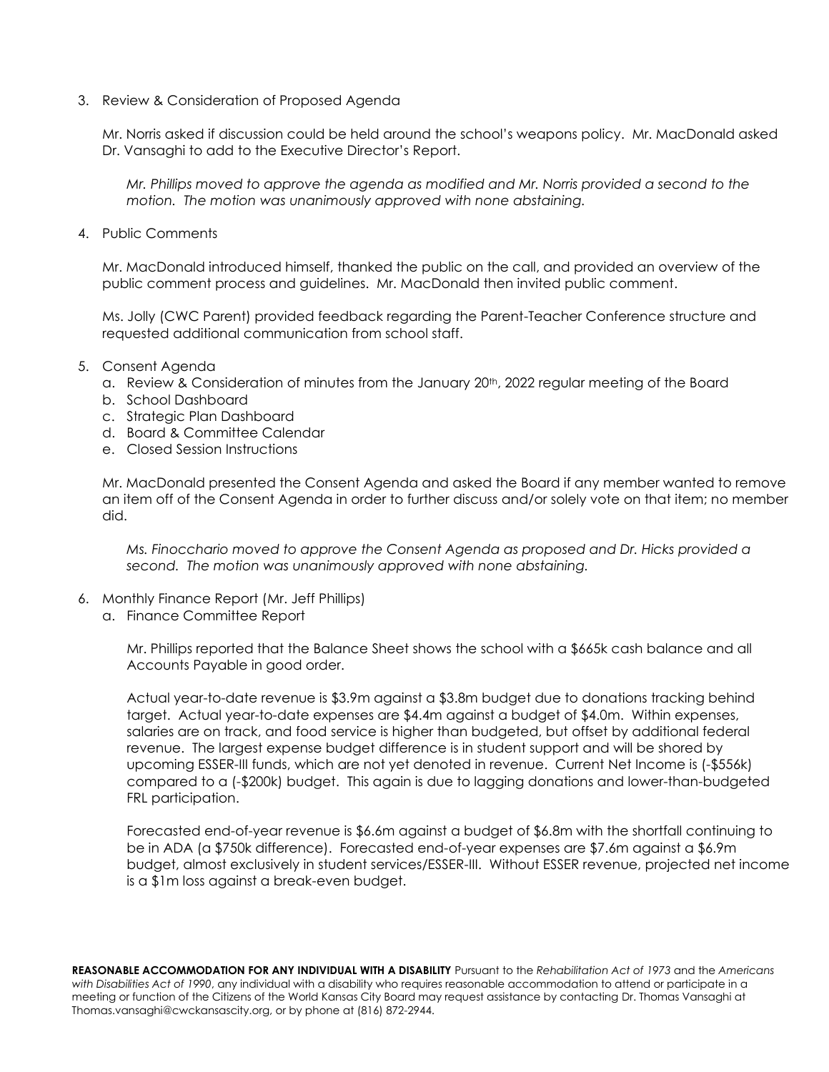3. Review & Consideration of Proposed Agenda

   Mr. Norris asked if discussion could be held around the school's weapons policy. Mr. MacDonald asked Dr. Vansaghi to add to the Executive Director's Report.

   *Mr. Phillips moved to approve the agenda as modified and Mr. Norris provided a second to the motion. The motion was unanimously approved with none abstaining.*

4. Public Comments

   Mr. MacDonald introduced himself, thanked the public on the call, and provided an overview of the public comment process and guidelines. Mr. MacDonald then invited public comment.

   Ms. Jolly (CWC Parent) provided feedback regarding the Parent-Teacher Conference structure and requested additional communication from school staff.

5. Consent Agenda
   a. Review & Consideration of minutes from the January 20th, 2022 regular meeting of the Board
   b. School Dashboard
   c. Strategic Plan Dashboard
   d. Board & Committee Calendar
   e. Closed Session Instructions

   Mr. MacDonald presented the Consent Agenda and asked the Board if any member wanted to remove an item off of the Consent Agenda in order to further discuss and/or solely vote on that item; no member did.

   *Ms. Finocchario moved to approve the Consent Agenda as proposed and Dr. Hicks provided a second. The motion was unanimously approved with none abstaining.*

6. Monthly Finance Report (Mr. Jeff Phillips)
   a. Finance Committee Report

      Mr. Phillips reported that the Balance Sheet shows the school with a $665k cash balance and all Accounts Payable in good order.

      Actual year-to-date revenue is $3.9m against a $3.8m budget due to donations tracking behind target. Actual year-to-date expenses are $4.4m against a budget of $4.0m. Within expenses, salaries are on track, and food service is higher than budgeted, but offset by additional federal revenue. The largest expense budget difference is in student support and will be shored by upcoming ESSER-III funds, which are not yet denoted in revenue. Current Net Income is (-$556k) compared to a (-$200k) budget. This again is due to lagging donations and lower-than-budgeted FRL participation.

      Forecasted end-of-year revenue is $6.6m against a budget of $6.8m with the shortfall continuing to be in ADA (a $750k difference). Forecasted end-of-year expenses are $7.6m against a $6.9m budget, almost exclusively in student services/ESSER-III. Without ESSER revenue, projected net income is a $1m loss against a break-even budget.

**REASONABLE ACCOMMODATION FOR ANY INDIVIDUAL WITH A DISABILITY** Pursuant to the *Rehabilitation Act of 1973* and the *Americans with Disabilities Act of 1990*, any individual with a disability who requires reasonable accommodation to attend or participate in a meeting or function of the Citizens of the World Kansas City Board may request assistance by contacting Dr. Thomas Vansaghi at Thomas.vansaghi@cwckansascity.org, or by phone at (816) 872-2944.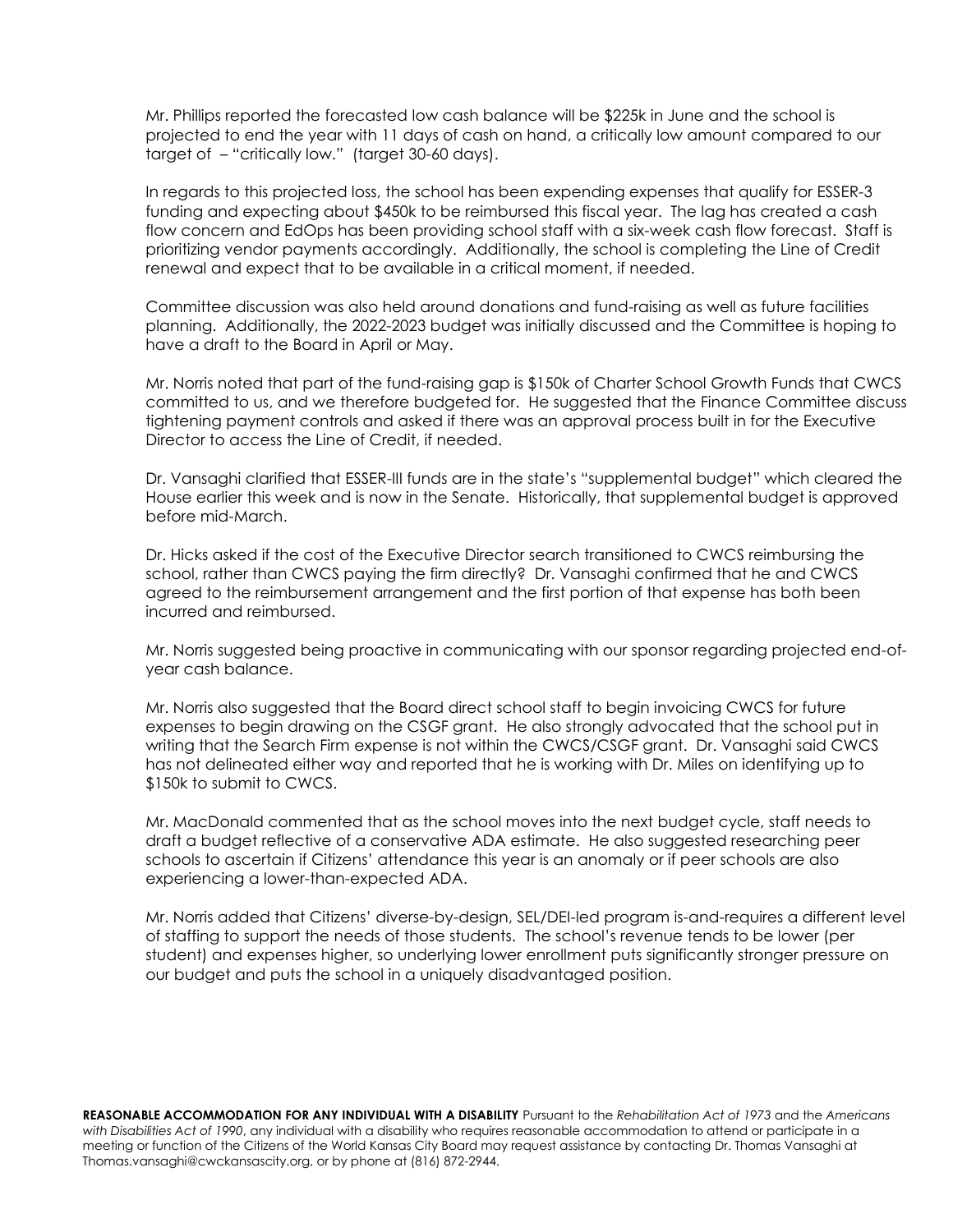Mr. Phillips reported the forecasted low cash balance will be $225k in June and the school is projected to end the year with 11 days of cash on hand, a critically low amount compared to our target of – "critically low." (target 30-60 days).

In regards to this projected loss, the school has been expending expenses that qualify for ESSER-3 funding and expecting about $450k to be reimbursed this fiscal year. The lag has created a cash flow concern and EdOps has been providing school staff with a six-week cash flow forecast. Staff is prioritizing vendor payments accordingly. Additionally, the school is completing the Line of Credit renewal and expect that to be available in a critical moment, if needed.

Committee discussion was also held around donations and fund-raising as well as future facilities planning. Additionally, the 2022-2023 budget was initially discussed and the Committee is hoping to have a draft to the Board in April or May.

Mr. Norris noted that part of the fund-raising gap is $150k of Charter School Growth Funds that CWCS committed to us, and we therefore budgeted for. He suggested that the Finance Committee discuss tightening payment controls and asked if there was an approval process built in for the Executive Director to access the Line of Credit, if needed.

Dr. Vansaghi clarified that ESSER-III funds are in the state's "supplemental budget" which cleared the House earlier this week and is now in the Senate. Historically, that supplemental budget is approved before mid-March.

Dr. Hicks asked if the cost of the Executive Director search transitioned to CWCS reimbursing the school, rather than CWCS paying the firm directly? Dr. Vansaghi confirmed that he and CWCS agreed to the reimbursement arrangement and the first portion of that expense has both been incurred and reimbursed.

Mr. Norris suggested being proactive in communicating with our sponsor regarding projected end-of-year cash balance.

Mr. Norris also suggested that the Board direct school staff to begin invoicing CWCS for future expenses to begin drawing on the CSGF grant. He also strongly advocated that the school put in writing that the Search Firm expense is not within the CWCS/CSGF grant. Dr. Vansaghi said CWCS has not delineated either way and reported that he is working with Dr. Miles on identifying up to $150k to submit to CWCS.

Mr. MacDonald commented that as the school moves into the next budget cycle, staff needs to draft a budget reflective of a conservative ADA estimate. He also suggested researching peer schools to ascertain if Citizens' attendance this year is an anomaly or if peer schools are also experiencing a lower-than-expected ADA.

Mr. Norris added that Citizens' diverse-by-design, SEL/DEI-led program is-and-requires a different level of staffing to support the needs of those students. The school's revenue tends to be lower (per student) and expenses higher, so underlying lower enrollment puts significantly stronger pressure on our budget and puts the school in a uniquely disadvantaged position.

**REASONABLE ACCOMMODATION FOR ANY INDIVIDUAL WITH A DISABILITY** Pursuant to the *Rehabilitation Act of 1973* and the *Americans with Disabilities Act of 1990*, any individual with a disability who requires reasonable accommodation to attend or participate in a meeting or function of the Citizens of the World Kansas City Board may request assistance by contacting Dr. Thomas Vansaghi at Thomas.vansaghi@cwckansascity.org, or by phone at (816) 872-2944.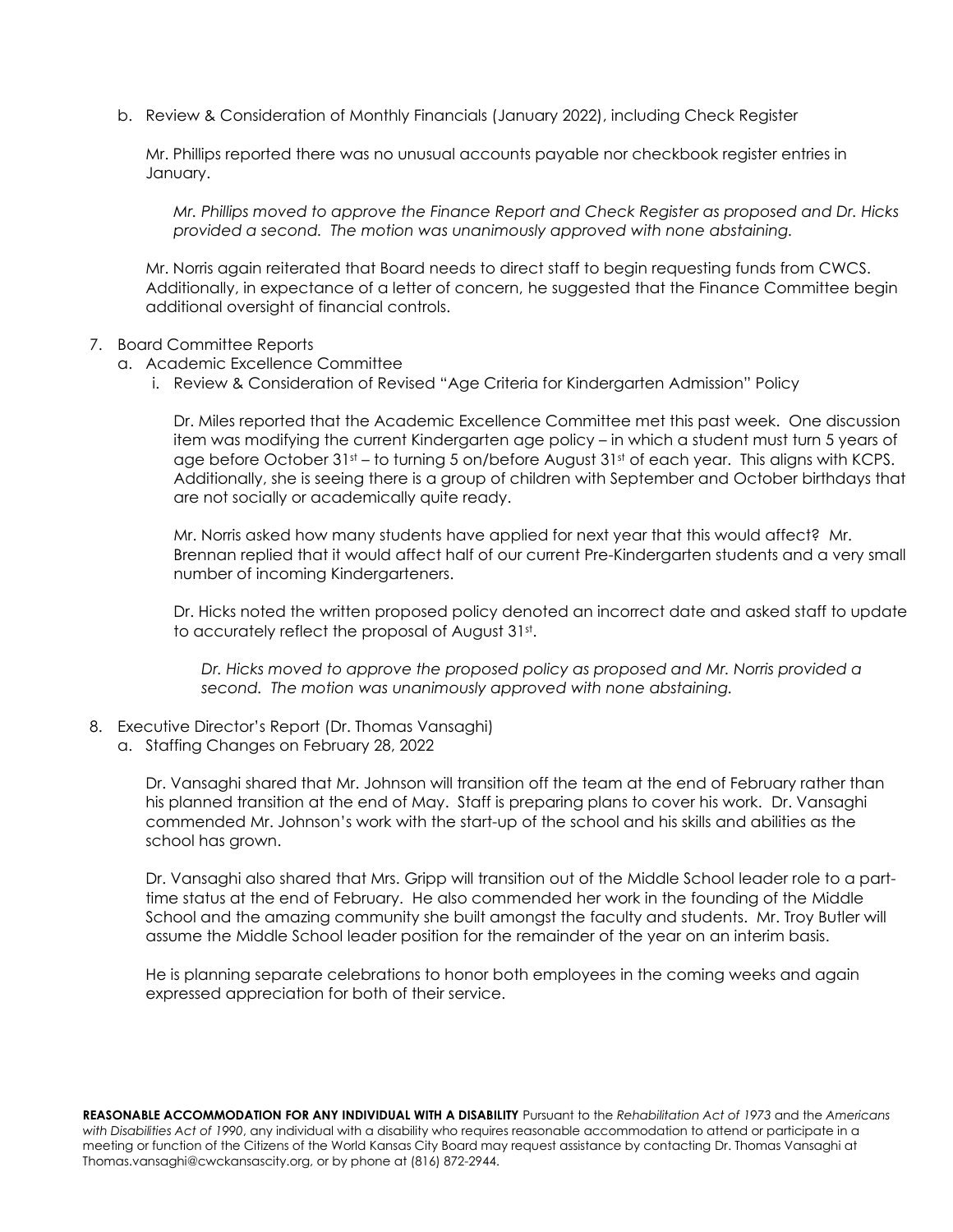b. Review & Consideration of Monthly Financials (January 2022), including Check Register

   Mr. Phillips reported there was no unusual accounts payable nor checkbook register entries in January.

   *Mr. Phillips moved to approve the Finance Report and Check Register as proposed and Dr. Hicks provided a second. The motion was unanimously approved with none abstaining.*

   Mr. Norris again reiterated that Board needs to direct staff to begin requesting funds from CWCS. Additionally, in expectance of a letter of concern, he suggested that the Finance Committee begin additional oversight of financial controls.

7. Board Committee Reports
   a. Academic Excellence Committee
      i. Review & Consideration of Revised "Age Criteria for Kindergarten Admission" Policy

      Dr. Miles reported that the Academic Excellence Committee met this past week. One discussion item was modifying the current Kindergarten age policy – in which a student must turn 5 years of age before October 31st – to turning 5 on/before August 31st of each year. This aligns with KCPS. Additionally, she is seeing there is a group of children with September and October birthdays that are not socially or academically quite ready.

      Mr. Norris asked how many students have applied for next year that this would affect? Mr. Brennan replied that it would affect half of our current Pre-Kindergarten students and a very small number of incoming Kindergarteners.

      Dr. Hicks noted the written proposed policy denoted an incorrect date and asked staff to update to accurately reflect the proposal of August 31st.

      *Dr. Hicks moved to approve the proposed policy as proposed and Mr. Norris provided a second. The motion was unanimously approved with none abstaining.*

8. Executive Director's Report (Dr. Thomas Vansaghi)
   a. Staffing Changes on February 28, 2022

   Dr. Vansaghi shared that Mr. Johnson will transition off the team at the end of February rather than his planned transition at the end of May. Staff is preparing plans to cover his work. Dr. Vansaghi commended Mr. Johnson's work with the start-up of the school and his skills and abilities as the school has grown.

   Dr. Vansaghi also shared that Mrs. Gripp will transition out of the Middle School leader role to a part-time status at the end of February. He also commended her work in the founding of the Middle School and the amazing community she built amongst the faculty and students. Mr. Troy Butler will assume the Middle School leader position for the remainder of the year on an interim basis.

   He is planning separate celebrations to honor both employees in the coming weeks and again expressed appreciation for both of their service.

**REASONABLE ACCOMMODATION FOR ANY INDIVIDUAL WITH A DISABILITY** Pursuant to the *Rehabilitation Act of 1973* and the *Americans with Disabilities Act of 1990*, any individual with a disability who requires reasonable accommodation to attend or participate in a meeting or function of the Citizens of the World Kansas City Board may request assistance by contacting Dr. Thomas Vansaghi at Thomas.vansaghi@cwckansascity.org, or by phone at (816) 872-2944.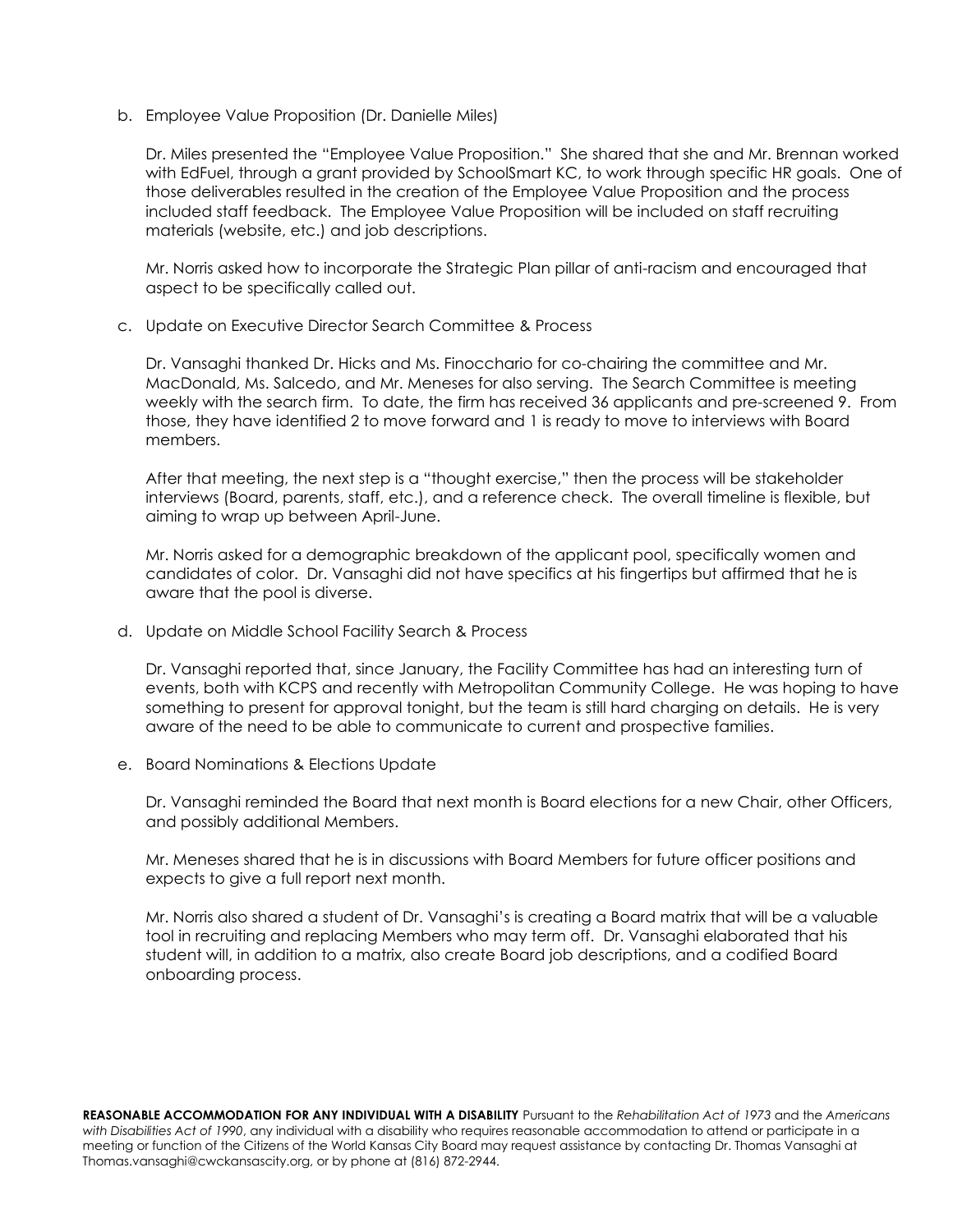b. Employee Value Proposition (Dr. Danielle Miles)

   Dr. Miles presented the "Employee Value Proposition." She shared that she and Mr. Brennan worked with EdFuel, through a grant provided by SchoolSmart KC, to work through specific HR goals. One of those deliverables resulted in the creation of the Employee Value Proposition and the process included staff feedback. The Employee Value Proposition will be included on staff recruiting materials (website, etc.) and job descriptions.

   Mr. Norris asked how to incorporate the Strategic Plan pillar of anti-racism and encouraged that aspect to be specifically called out.

c. Update on Executive Director Search Committee & Process

   Dr. Vansaghi thanked Dr. Hicks and Ms. Finocchario for co-chairing the committee and Mr. MacDonald, Ms. Salcedo, and Mr. Meneses for also serving. The Search Committee is meeting weekly with the search firm. To date, the firm has received 36 applicants and pre-screened 9. From those, they have identified 2 to move forward and 1 is ready to move to interviews with Board members.

   After that meeting, the next step is a "thought exercise," then the process will be stakeholder interviews (Board, parents, staff, etc.), and a reference check. The overall timeline is flexible, but aiming to wrap up between April-June.

   Mr. Norris asked for a demographic breakdown of the applicant pool, specifically women and candidates of color. Dr. Vansaghi did not have specifics at his fingertips but affirmed that he is aware that the pool is diverse.

d. Update on Middle School Facility Search & Process

   Dr. Vansaghi reported that, since January, the Facility Committee has had an interesting turn of events, both with KCPS and recently with Metropolitan Community College. He was hoping to have something to present for approval tonight, but the team is still hard charging on details. He is very aware of the need to be able to communicate to current and prospective families.

e. Board Nominations & Elections Update

   Dr. Vansaghi reminded the Board that next month is Board elections for a new Chair, other Officers, and possibly additional Members.

   Mr. Meneses shared that he is in discussions with Board Members for future officer positions and expects to give a full report next month.

   Mr. Norris also shared a student of Dr. Vansaghi's is creating a Board matrix that will be a valuable tool in recruiting and replacing Members who may term off. Dr. Vansaghi elaborated that his student will, in addition to a matrix, also create Board job descriptions, and a codified Board onboarding process.

**REASONABLE ACCOMMODATION FOR ANY INDIVIDUAL WITH A DISABILITY** Pursuant to the *Rehabilitation Act of 1973* and the *Americans with Disabilities Act of 1990*, any individual with a disability who requires reasonable accommodation to attend or participate in a meeting or function of the Citizens of the World Kansas City Board may request assistance by contacting Dr. Thomas Vansaghi at Thomas.vansaghi@cwckansascity.org, or by phone at (816) 872-2944.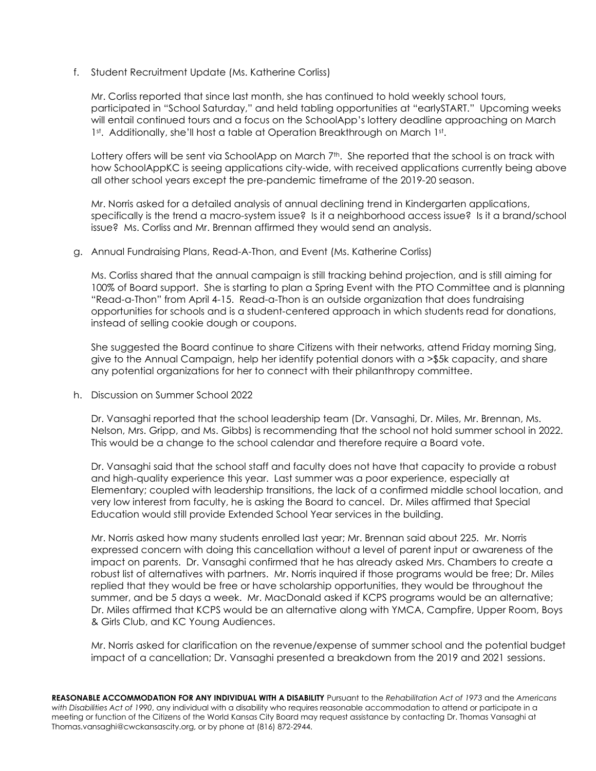f. Student Recruitment Update (Ms. Katherine Corliss)

Mr. Corliss reported that since last month, she has continued to hold weekly school tours, participated in "School Saturday," and held tabling opportunities at "earlySTART." Upcoming weeks will entail continued tours and a focus on the SchoolApp's lottery deadline approaching on March 1st. Additionally, she'll host a table at Operation Breakthrough on March 1st.

Lottery offers will be sent via SchoolApp on March 7th. She reported that the school is on track with how SchoolAppKC is seeing applications city-wide, with received applications currently being above all other school years except the pre-pandemic timeframe of the 2019-20 season.

Mr. Norris asked for a detailed analysis of annual declining trend in Kindergarten applications, specifically is the trend a macro-system issue? Is it a neighborhood access issue? Is it a brand/school issue? Ms. Corliss and Mr. Brennan affirmed they would send an analysis.

g. Annual Fundraising Plans, Read-A-Thon, and Event (Ms. Katherine Corliss)

Ms. Corliss shared that the annual campaign is still tracking behind projection, and is still aiming for 100% of Board support. She is starting to plan a Spring Event with the PTO Committee and is planning "Read-a-Thon" from April 4-15. Read-a-Thon is an outside organization that does fundraising opportunities for schools and is a student-centered approach in which students read for donations, instead of selling cookie dough or coupons.

She suggested the Board continue to share Citizens with their networks, attend Friday morning Sing, give to the Annual Campaign, help her identify potential donors with a >$5k capacity, and share any potential organizations for her to connect with their philanthropy committee.

h. Discussion on Summer School 2022

Dr. Vansaghi reported that the school leadership team (Dr. Vansaghi, Dr. Miles, Mr. Brennan, Ms. Nelson, Mrs. Gripp, and Ms. Gibbs) is recommending that the school not hold summer school in 2022. This would be a change to the school calendar and therefore require a Board vote.

Dr. Vansaghi said that the school staff and faculty does not have that capacity to provide a robust and high-quality experience this year. Last summer was a poor experience, especially at Elementary; coupled with leadership transitions, the lack of a confirmed middle school location, and very low interest from faculty, he is asking the Board to cancel. Dr. Miles affirmed that Special Education would still provide Extended School Year services in the building.

Mr. Norris asked how many students enrolled last year; Mr. Brennan said about 225. Mr. Norris expressed concern with doing this cancellation without a level of parent input or awareness of the impact on parents. Dr. Vansaghi confirmed that he has already asked Mrs. Chambers to create a robust list of alternatives with partners. Mr. Norris inquired if those programs would be free; Dr. Miles replied that they would be free or have scholarship opportunities, they would be throughout the summer, and be 5 days a week. Mr. MacDonald asked if KCPS programs would be an alternative; Dr. Miles affirmed that KCPS would be an alternative along with YMCA, Campfire, Upper Room, Boys & Girls Club, and KC Young Audiences.

Mr. Norris asked for clarification on the revenue/expense of summer school and the potential budget impact of a cancellation; Dr. Vansaghi presented a breakdown from the 2019 and 2021 sessions.

**REASONABLE ACCOMMODATION FOR ANY INDIVIDUAL WITH A DISABILITY** Pursuant to the *Rehabilitation Act of 1973* and the *Americans with Disabilities Act of 1990*, any individual with a disability who requires reasonable accommodation to attend or participate in a meeting or function of the Citizens of the World Kansas City Board may request assistance by contacting Dr. Thomas Vansaghi at Thomas.vansaghi@cwckansascity.org, or by phone at (816) 872-2944.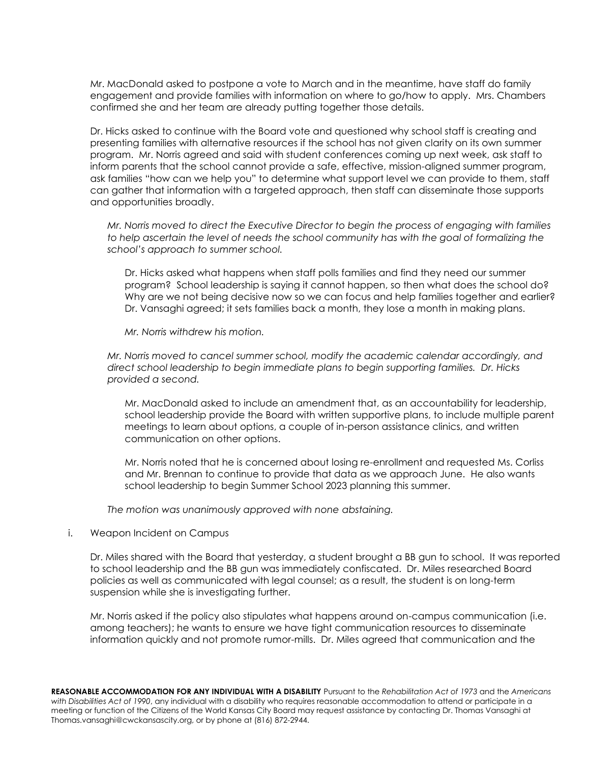Mr. MacDonald asked to postpone a vote to March and in the meantime, have staff do family engagement and provide families with information on where to go/how to apply. Mrs. Chambers confirmed she and her team are already putting together those details.

Dr. Hicks asked to continue with the Board vote and questioned why school staff is creating and presenting families with alternative resources if the school has not given clarity on its own summer program. Mr. Norris agreed and said with student conferences coming up next week, ask staff to inform parents that the school cannot provide a safe, effective, mission-aligned summer program, ask families "how can we help you" to determine what support level we can provide to them, staff can gather that information with a targeted approach, then staff can disseminate those supports and opportunities broadly.

*Mr. Norris moved to direct the Executive Director to begin the process of engaging with families to help ascertain the level of needs the school community has with the goal of formalizing the school's approach to summer school.*

Dr. Hicks asked what happens when staff polls families and find they need our summer program? School leadership is saying it cannot happen, so then what does the school do? Why are we not being decisive now so we can focus and help families together and earlier? Dr. Vansaghi agreed; it sets families back a month, they lose a month in making plans.

*Mr. Norris withdrew his motion.*

*Mr. Norris moved to cancel summer school, modify the academic calendar accordingly, and direct school leadership to begin immediate plans to begin supporting families. Dr. Hicks provided a second.*

Mr. MacDonald asked to include an amendment that, as an accountability for leadership, school leadership provide the Board with written supportive plans, to include multiple parent meetings to learn about options, a couple of in-person assistance clinics, and written communication on other options.

Mr. Norris noted that he is concerned about losing re-enrollment and requested Ms. Corliss and Mr. Brennan to continue to provide that data as we approach June. He also wants school leadership to begin Summer School 2023 planning this summer.

*The motion was unanimously approved with none abstaining.*

i. Weapon Incident on Campus

Dr. Miles shared with the Board that yesterday, a student brought a BB gun to school. It was reported to school leadership and the BB gun was immediately confiscated. Dr. Miles researched Board policies as well as communicated with legal counsel; as a result, the student is on long-term suspension while she is investigating further.

Mr. Norris asked if the policy also stipulates what happens around on-campus communication (i.e. among teachers); he wants to ensure we have tight communication resources to disseminate information quickly and not promote rumor-mills. Dr. Miles agreed that communication and the

**REASONABLE ACCOMMODATION FOR ANY INDIVIDUAL WITH A DISABILITY** Pursuant to the *Rehabilitation Act of 1973* and the *Americans with Disabilities Act of 1990*, any individual with a disability who requires reasonable accommodation to attend or participate in a meeting or function of the Citizens of the World Kansas City Board may request assistance by contacting Dr. Thomas Vansaghi at Thomas.vansaghi@cwckansascity.org, or by phone at (816) 872-2944.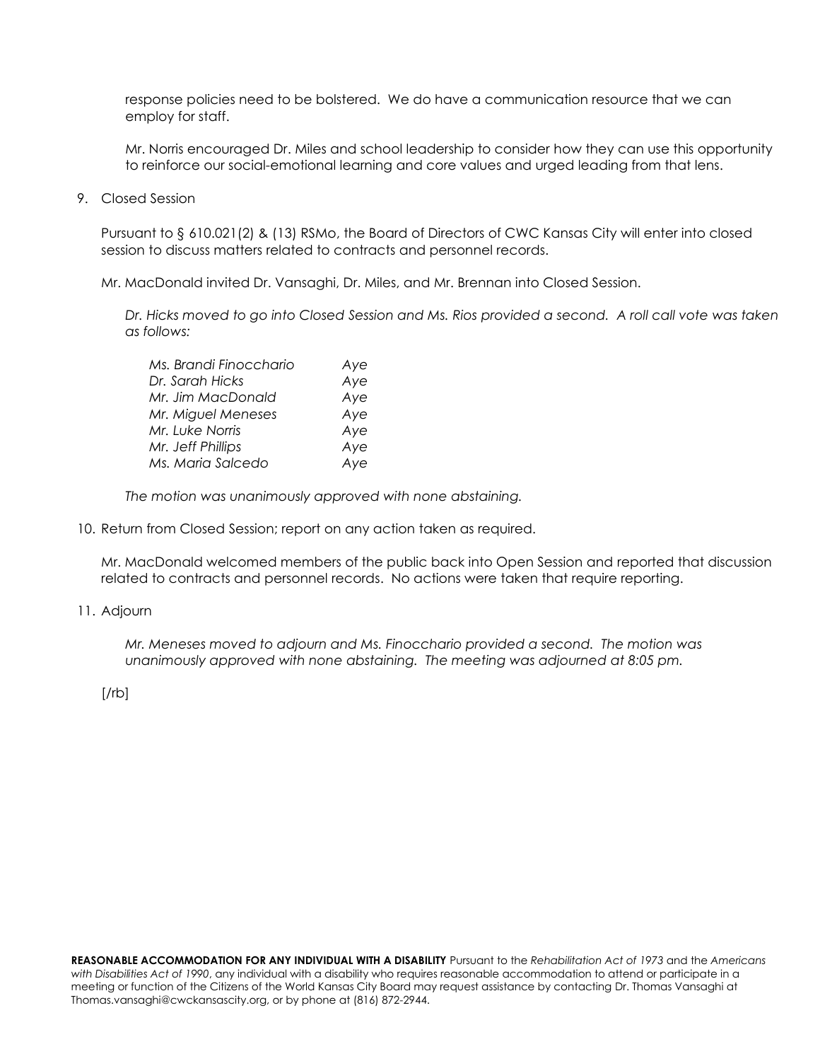response policies need to be bolstered. We do have a communication resource that we can employ for staff.

Mr. Norris encouraged Dr. Miles and school leadership to consider how they can use this opportunity to reinforce our social-emotional learning and core values and urged leading from that lens.

9. Closed Session

Pursuant to § 610.021(2) & (13) RSMo, the Board of Directors of CWC Kansas City will enter into closed session to discuss matters related to contracts and personnel records.

Mr. MacDonald invited Dr. Vansaghi, Dr. Miles, and Mr. Brennan into Closed Session.

*Dr. Hicks moved to go into Closed Session and Ms. Rios provided a second. A roll call vote was taken as follows:*

| | |
|---|---|
| *Ms. Brandi Finocchario* | *Aye* |
| *Dr. Sarah Hicks* | *Aye* |
| *Mr. Jim MacDonald* | *Aye* |
| *Mr. Miguel Meneses* | *Aye* |
| *Mr. Luke Norris* | *Aye* |
| *Mr. Jeff Phillips* | *Aye* |
| *Ms. Maria Salcedo* | *Aye* |

*The motion was unanimously approved with none abstaining.*

10. Return from Closed Session; report on any action taken as required.

Mr. MacDonald welcomed members of the public back into Open Session and reported that discussion related to contracts and personnel records. No actions were taken that require reporting.

11. Adjourn

*Mr. Meneses moved to adjourn and Ms. Finocchario provided a second. The motion was unanimously approved with none abstaining. The meeting was adjourned at 8:05 pm.*

[/rb]

**REASONABLE ACCOMMODATION FOR ANY INDIVIDUAL WITH A DISABILITY** Pursuant to the *Rehabilitation Act of 1973* and the *Americans with Disabilities Act of 1990*, any individual with a disability who requires reasonable accommodation to attend or participate in a meeting or function of the Citizens of the World Kansas City Board may request assistance by contacting Dr. Thomas Vansaghi at Thomas.vansaghi@cwckansascity.org, or by phone at (816) 872-2944.